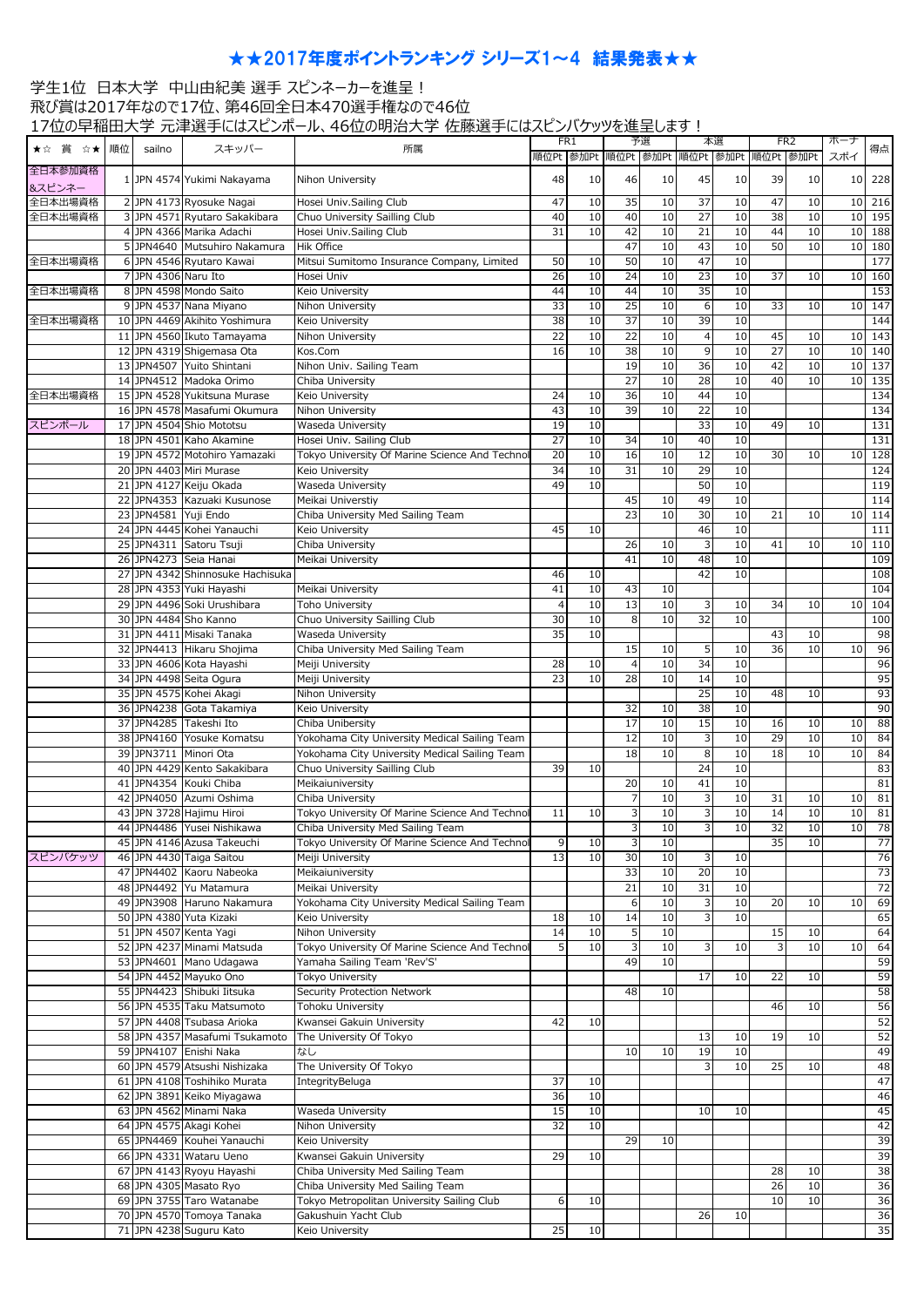# ★★2017年度ポイントランキング シリーズ1～4 結果発表★★

学生1位 日本大学 中山由紀美 選手 スピンネーカーを進呈！
飛び賞は2017年なので17位、第46回全日本470選手権なので46位
17位の早稲田大学 元津選手にはスピンボール、46位の明治大学 佐藤選手にはスピンバケッツを進呈します！

| ★☆ 賞 ☆★ | 順位 | sailno | スキッパー | 所属 | FR1 | | 予選 | | 本選 | | FR2 | | ボーナスポイ | 得点 |
|---|---|---|---|---|---|---|---|---|---|---|---|---|---|---|
| | | | | | 順位Pt | 参加Pt | 順位Pt | 参加Pt | 順位Pt | 参加Pt | 順位Pt | 参加Pt | | |
| 全日本参加資格&スピンネー | 1 | JPN 4574 | Yukimi Nakayama | Nihon University | 48 | 10 | 46 | 10 | 45 | 10 | 39 | 10 | 10 | 228 |
| 全日本出場資格 | 2 | JPN 4173 | Ryosuke Nagai | Hosei Univ.Sailing Club | 47 | 10 | 35 | 10 | 37 | 10 | 47 | 10 | 10 | 216 |
| 全日本出場資格 | 3 | JPN 4571 | Ryutaro Sakakibara | Chuo University Sailling Club | 40 | 10 | 40 | 10 | 27 | 10 | 38 | 10 | 10 | 195 |
| | 4 | JPN 4366 | Marika Adachi | Hosei Univ.Sailing Club | 31 | 10 | 42 | 10 | 21 | 10 | 44 | 10 | 10 | 188 |
| | 5 | JPN4640 | Mutsuhiro Nakamura | Hik Office | | | 47 | 10 | 43 | 10 | 50 | 10 | 10 | 180 |
| 全日本出場資格 | 6 | JPN 4546 | Ryutaro Kawai | Mitsui Sumitomo Insurance Company, Limited | 50 | 10 | 50 | 10 | 47 | 10 | | | | 177 |
| | 7 | JPN 4306 | Naru Ito | Hosei Univ | 26 | 10 | 24 | 10 | 23 | 10 | 37 | 10 | 10 | 160 |
| 全日本出場資格 | 8 | JPN 4598 | Mondo Saito | Keio University | 44 | 10 | 44 | 10 | 35 | 10 | | | | 153 |
| | 9 | JPN 4537 | Nana Miyano | Nihon University | 33 | 10 | 25 | 10 | 6 | 10 | 33 | 10 | 10 | 147 |
| 全日本出場資格 | 10 | JPN 4469 | Akihito Yoshimura | Keio University | 38 | 10 | 37 | 10 | 39 | 10 | | | | 144 |
| | 11 | JPN 4560 | Ikuto Tamayama | Nihon University | 22 | 10 | 22 | 10 | 4 | 10 | 45 | 10 | 10 | 143 |
| | 12 | JPN 4319 | Shigemasa Ota | Kos.Com | 16 | 10 | 38 | 10 | 9 | 10 | 27 | 10 | 10 | 140 |
| | 13 | JPN4507 | Yuito Shintani | Nihon Univ. Sailing Team | | | 19 | 10 | 36 | 10 | 42 | 10 | 10 | 137 |
| | 14 | JPN4512 | Madoka Orimo | Chiba University | | | 27 | 10 | 28 | 10 | 40 | 10 | 10 | 135 |
| 全日本出場資格 | 15 | JPN 4528 | Yukitsuna Murase | Keio University | 24 | 10 | 36 | 10 | 44 | 10 | | | | 134 |
| | 16 | JPN 4578 | Masafumi Okumura | Nihon University | 43 | 10 | 39 | 10 | 22 | 10 | | | | 134 |
| スピンボール | 17 | JPN 4504 | Shio Mototsu | Waseda University | 19 | 10 | | | 33 | 10 | 49 | 10 | | 131 |
| | 18 | JPN 4501 | Kaho Akamine | Hosei Univ. Sailing Club | 27 | 10 | 34 | 10 | 40 | 10 | | | | 131 |
| | 19 | JPN 4572 | Motohiro Yamazaki | Tokyo University Of Marine Science And Technol | 20 | 10 | 16 | 10 | 12 | 10 | 30 | 10 | 10 | 128 |
| | 20 | JPN 4403 | Miri Murase | Keio University | 34 | 10 | 31 | 10 | 29 | 10 | | | | 124 |
| | 21 | JPN 4127 | Keiju Okada | Waseda University | 49 | 10 | | | 50 | 10 | | | | 119 |
| | 22 | JPN4353 | Kazuaki Kusunose | Meikai Universtiy | | | 45 | 10 | 49 | 10 | | | | 114 |
| | 23 | JPN4581 | Yuji Endo | Chiba University Med Sailing Team | | | 23 | 10 | 30 | 10 | 21 | 10 | 10 | 114 |
| | 24 | JPN 4445 | Kohei Yanauchi | Keio University | 45 | 10 | | | 46 | 10 | | | | 111 |
| | 25 | JPN4311 | Satoru Tsuji | Chiba University | | | 26 | 10 | 3 | 10 | 41 | 10 | 10 | 110 |
| | 26 | JPN4273 | Seia Hanai | Meikai University | | | 41 | 10 | 48 | 10 | | | | 109 |
| | 27 | JPN 4342 | Shinnosuke Hachisuka | | 46 | 10 | | | 42 | 10 | | | | 108 |
| | 28 | JPN 4353 | Yuki Hayashi | Meikai University | 41 | 10 | 43 | 10 | | | | | | 104 |
| | 29 | JPN 4496 | Soki Urushibara | Toho University | 4 | 10 | 13 | 10 | 3 | 10 | 34 | 10 | 10 | 104 |
| | 30 | JPN 4484 | Sho Kanno | Chuo University Sailling Club | 30 | 10 | 8 | 10 | 32 | 10 | | | | 100 |
| | 31 | JPN 4411 | Misaki Tanaka | Waseda University | 35 | 10 | | | | | 43 | 10 | | 98 |
| | 32 | JPN4413 | Hikaru Shojima | Chiba University Med Sailing Team | | | 15 | 10 | 5 | 10 | 36 | 10 | 10 | 96 |
| | 33 | JPN 4606 | Kota Hayashi | Meiji University | 28 | 10 | 4 | 10 | 34 | 10 | | | | 96 |
| | 34 | JPN 4498 | Seita Ogura | Meiji University | 23 | 10 | 28 | 10 | 14 | 10 | | | | 95 |
| | 35 | JPN 4575 | Kohei Akagi | Nihon University | | | | | 25 | 10 | 48 | 10 | | 93 |
| | 36 | JPN4238 | Gota Takamiya | Keio University | | | 32 | 10 | 38 | 10 | | | | 90 |
| | 37 | JPN4285 | Takeshi Ito | Chiba Unibersity | | | 17 | 10 | 15 | 10 | 16 | 10 | 10 | 88 |
| | 38 | JPN4160 | Yosuke Komatsu | Yokohama City University Medical Sailing Team | | | 12 | 10 | 3 | 10 | 29 | 10 | 10 | 84 |
| | 39 | JPN3711 | Minori Ota | Yokohama City University Medical Sailing Team | | | 18 | 10 | 8 | 10 | 18 | 10 | 10 | 84 |
| | 40 | JPN 4429 | Kento Sakakibara | Chuo University Sailling Club | 39 | 10 | | | 24 | 10 | | | | 83 |
| | 41 | JPN4354 | Kouki Chiba | Meikaiuniversity | | | 20 | 10 | 41 | 10 | | | | 81 |
| | 42 | JPN4050 | Azumi Oshima | Chiba University | | | 7 | 10 | 3 | 10 | 31 | 10 | 10 | 81 |
| | 43 | JPN 3728 | Hajimu Hiroi | Tokyo University Of Marine Science And Technol | 11 | 10 | 3 | 10 | 3 | 10 | 14 | 10 | 10 | 81 |
| | 44 | JPN4486 | Yusei Nishikawa | Chiba University Med Sailing Team | | | 3 | 10 | 3 | 10 | 32 | 10 | 10 | 78 |
| | 45 | JPN 4146 | Azusa Takeuchi | Tokyo University Of Marine Science And Technol | 9 | 10 | 3 | 10 | | | 35 | 10 | | 77 |
| スピンバケッツ | 46 | JPN 4430 | Taiga Saitou | Meiji University | 13 | 10 | 30 | 10 | 3 | 10 | | | | 76 |
| | 47 | JPN4402 | Kaoru Nabeoka | Meikaiuniversity | | | 33 | 10 | 20 | 10 | | | | 73 |
| | 48 | JPN4492 | Yu Matamura | Meikai University | | | 21 | 10 | 31 | 10 | | | | 72 |
| | 49 | JPN3908 | Haruno Nakamura | Yokohama City University Medical Sailing Team | | | 6 | 10 | 3 | 10 | 20 | 10 | 10 | 69 |
| | 50 | JPN 4380 | Yuta Kizaki | Keio University | 18 | 10 | 14 | 10 | 3 | 10 | | | | 65 |
| | 51 | JPN 4507 | Kenta Yagi | Nihon University | 14 | 10 | 5 | 10 | | | 15 | 10 | | 64 |
| | 52 | JPN 4237 | Minami Matsuda | Tokyo University Of Marine Science And Technol | 5 | 10 | 3 | 10 | 3 | 10 | 3 | 10 | 10 | 64 |
| | 53 | JPN4601 | Mano Udagawa | Yamaha Sailing Team 'Rev'S' | | | 49 | 10 | | | | | | 59 |
| | 54 | JPN 4452 | Mayuko Ono | Tokyo University | | | | | 17 | 10 | 22 | 10 | | 59 |
| | 55 | JPN4423 | Shibuki Iitsuka | Security Protection Network | | | 48 | 10 | | | | | | 58 |
| | 56 | JPN 4535 | Taku Matsumoto | Tohoku University | | | | | | | 46 | 10 | | 56 |
| | 57 | JPN 4408 | Tsubasa Arioka | Kwansei Gakuin University | 42 | 10 | | | | | | | | 52 |
| | 58 | JPN 4357 | Masafumi Tsukamoto | The University Of Tokyo | | | | | 13 | 10 | 19 | 10 | | 52 |
| | 59 | JPN4107 | Enishi Naka | なし | | | 10 | 10 | 19 | 10 | | | | 49 |
| | 60 | JPN 4579 | Atsushi Nishizaka | The University Of Tokyo | | | | | 3 | 10 | 25 | 10 | | 48 |
| | 61 | JPN 4108 | Toshihiko Murata | IntegrityBeluga | 37 | 10 | | | | | | | | 47 |
| | 62 | JPN 3891 | Keiko Miyagawa | | 36 | 10 | | | | | | | | 46 |
| | 63 | JPN 4562 | Minami Naka | Waseda University | 15 | 10 | | | 10 | 10 | | | | 45 |
| | 64 | JPN 4575 | Akagi Kohei | Nihon University | 32 | 10 | | | | | | | | 42 |
| | 65 | JPN4469 | Kouhei Yanauchi | Keio University | | | 29 | 10 | | | | | | 39 |
| | 66 | JPN 4331 | Wataru Ueno | Kwansei Gakuin University | 29 | 10 | | | | | | | | 39 |
| | 67 | JPN 4143 | Ryoyu Hayashi | Chiba University Med Sailing Team | | | | | | | 28 | 10 | | 38 |
| | 68 | JPN 4305 | Masato Ryo | Chiba University Med Sailing Team | | | | | | | 26 | 10 | | 36 |
| | 69 | JPN 3755 | Taro Watanabe | Tokyo Metropolitan University Sailing Club | 6 | 10 | | | | | 10 | 10 | | 36 |
| | 70 | JPN 4570 | Tomoya Tanaka | Gakushuin Yacht Club | | | | | 26 | 10 | | | | 36 |
| | 71 | JPN 4238 | Suguru Kato | Keio University | 25 | 10 | | | | | | | | 35 |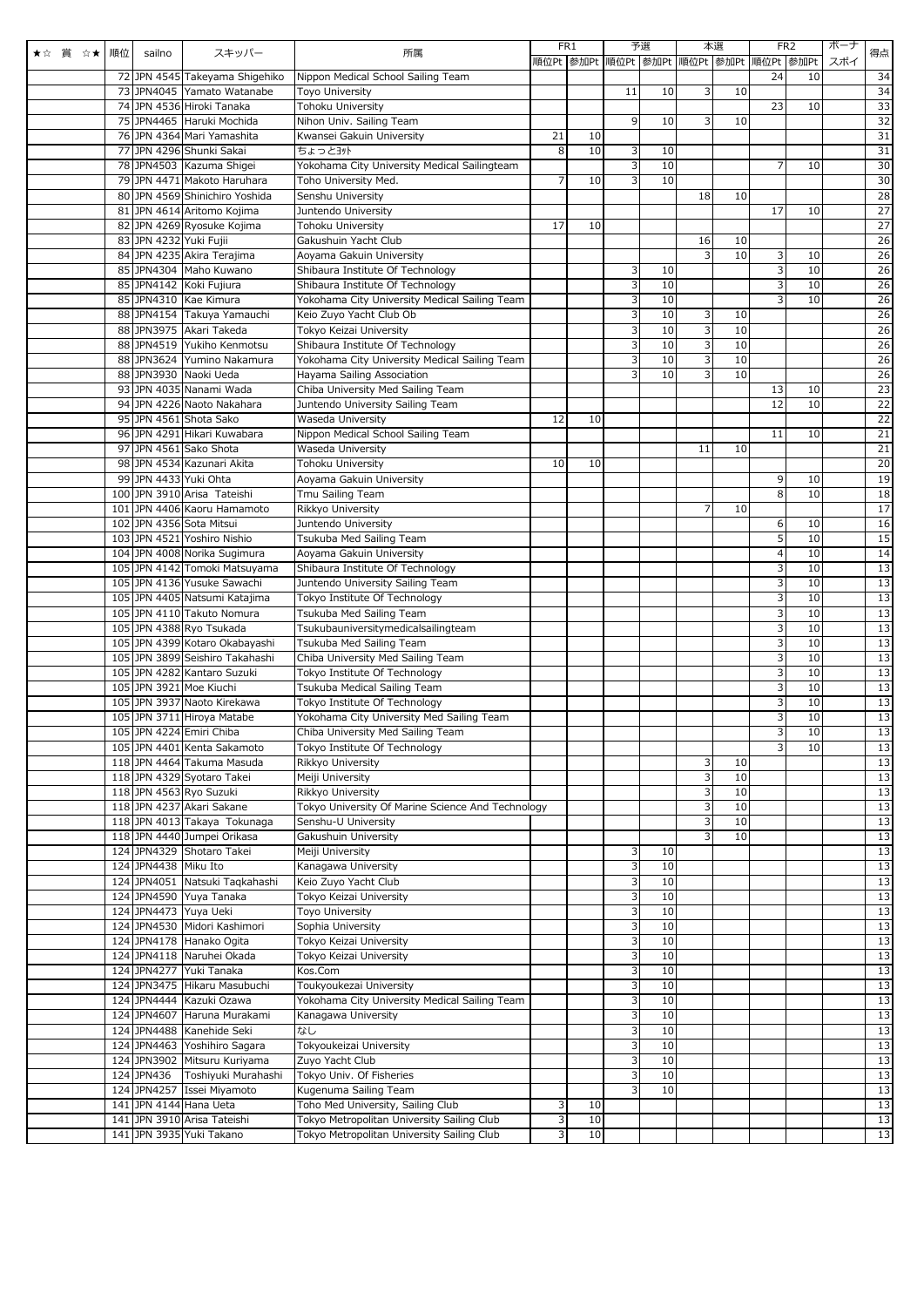| ★☆ 賞 ☆★ | 順位 | sailno | スキッパー | 所属 | FR1 | | 予選 | | 本選 | | FR2 | | ボーナスポイ | 得点 |
|---|---|---|---|---|---|---|---|---|---|---|---|---|---|---|
| | | | | | 順位Pt | 参加Pt | 順位Pt | 参加Pt | 順位Pt | 参加Pt | 順位Pt | 参加Pt | | |
| | 72 | JPN 4545 | Takeyama Shigehiko | Nippon Medical School Sailing Team | | | | | | | 24 | 10 | | 34 |
| | 73 | JPN4045 | Yamato Watanabe | Toyo University | | | 11 | 10 | 3 | 10 | | | | 34 |
| | 74 | JPN 4536 | Hiroki Tanaka | Tohoku University | | | | | | | 23 | 10 | | 33 |
| | 75 | JPN4465 | Haruki Mochida | Nihon Univ. Sailing Team | | | 9 | 10 | 3 | 10 | | | | 32 |
| | 76 | JPN 4364 | Mari Yamashita | Kwansei Gakuin University | 21 | 10 | | | | | | | | 31 |
| | 77 | JPN 4296 | Shunki Sakai | ちょっとﾖｯﾄ | 8 | 10 | 3 | 10 | | | | | | 31 |
| | 78 | JPN4503 | Kazuma Shigei | Yokohama City University Medical Sailingteam | | | 3 | 10 | | | 7 | 10 | | 30 |
| | 79 | JPN 4471 | Makoto Haruhara | Toho University Med. | 7 | 10 | 3 | 10 | | | | | | 30 |
| | 80 | JPN 4569 | Shinichiro Yoshida | Senshu University | | | | | 18 | 10 | | | | 28 |
| | 81 | JPN 4614 | Aritomo Kojima | Juntendo University | | | | | | | 17 | 10 | | 27 |
| | 82 | JPN 4269 | Ryosuke Kojima | Tohoku University | 17 | 10 | | | | | | | | 27 |
| | 83 | JPN 4232 | Yuki Fujii | Gakushuin Yacht Club | | | | | 16 | 10 | | | | 26 |
| | 84 | JPN 4235 | Akira Terajima | Aoyama Gakuin University | | | | | 3 | 10 | 3 | 10 | | 26 |
| | 85 | JPN4304 | Maho Kuwano | Shibaura Institute Of Technology | | | 3 | 10 | | | 3 | 10 | | 26 |
| | 85 | JPN4142 | Koki Fujiura | Shibaura Institute Of Technology | | | 3 | 10 | | | 3 | 10 | | 26 |
| | 85 | JPN4310 | Kae Kimura | Yokohama City University Medical Sailing Team | | | 3 | 10 | | | 3 | 10 | | 26 |
| | 88 | JPN4154 | Takuya Yamauchi | Keio Zuyo Yacht Club Ob | | | 3 | 10 | 3 | 10 | | | | 26 |
| | 88 | JPN3975 | Akari Takeda | Tokyo Keizai University | | | 3 | 10 | 3 | 10 | | | | 26 |
| | 88 | JPN4519 | Yukiho Kenmotsu | Shibaura Institute Of Technology | | | 3 | 10 | 3 | 10 | | | | 26 |
| | 88 | JPN3624 | Yumino Nakamura | Yokohama City University Medical Sailing Team | | | 3 | 10 | 3 | 10 | | | | 26 |
| | 88 | JPN3930 | Naoki Ueda | Hayama Sailing Association | | | 3 | 10 | 3 | 10 | | | | 26 |
| | 93 | JPN 4035 | Nanami Wada | Chiba University Med Sailing Team | | | | | | | 13 | 10 | | 23 |
| | 94 | JPN 4226 | Naoto Nakahara | Juntendo University Sailing Team | | | | | | | 12 | 10 | | 22 |
| | 95 | JPN 4561 | Shota Sako | Waseda University | 12 | 10 | | | | | | | | 22 |
| | 96 | JPN 4291 | Hikari Kuwabara | Nippon Medical School Sailing Team | | | | | | | 11 | 10 | | 21 |
| | 97 | JPN 4561 | Sako Shota | Waseda University | | | | | 11 | 10 | | | | 21 |
| | 98 | JPN 4534 | Kazunari Akita | Tohoku University | 10 | 10 | | | | | | | | 20 |
| | 99 | JPN 4433 | Yuki Ohta | Aoyama Gakuin University | | | | | | | 9 | 10 | | 19 |
| | 100 | JPN 3910 | Arisa Tateishi | Tmu Sailing Team | | | | | | | 8 | 10 | | 18 |
| | 101 | JPN 4406 | Kaoru Hamamoto | Rikkyo University | | | | | 7 | 10 | | | | 17 |
| | 102 | JPN 4356 | Sota Mitsui | Juntendo University | | | | | | | 6 | 10 | | 16 |
| | 103 | JPN 4521 | Yoshiro Nishio | Tsukuba Med Sailing Team | | | | | | | 5 | 10 | | 15 |
| | 104 | JPN 4008 | Norika Sugimura | Aoyama Gakuin University | | | | | | | 4 | 10 | | 14 |
| | 105 | JPN 4142 | Tomoki Matsuyama | Shibaura Institute Of Technology | | | | | | | 3 | 10 | | 13 |
| | 105 | JPN 4136 | Yusuke Sawachi | Juntendo University Sailing Team | | | | | | | 3 | 10 | | 13 |
| | 105 | JPN 4405 | Natsumi Katajima | Tokyo Institute Of Technology | | | | | | | 3 | 10 | | 13 |
| | 105 | JPN 4110 | Takuto Nomura | Tsukuba Med Sailing Team | | | | | | | 3 | 10 | | 13 |
| | 105 | JPN 4388 | Ryo Tsukada | Tsukubauniversitymedicalsailingteam | | | | | | | 3 | 10 | | 13 |
| | 105 | JPN 4399 | Kotaro Okabayashi | Tsukuba Med Sailing Team | | | | | | | 3 | 10 | | 13 |
| | 105 | JPN 3899 | Seishiro Takahashi | Chiba University Med Sailing Team | | | | | | | 3 | 10 | | 13 |
| | 105 | JPN 4282 | Kantaro Suzuki | Tokyo Institute Of Technology | | | | | | | 3 | 10 | | 13 |
| | 105 | JPN 3921 | Moe Kiuchi | Tsukuba Medical Sailing Team | | | | | | | 3 | 10 | | 13 |
| | 105 | JPN 3937 | Naoto Kirekawa | Tokyo Institute Of Technology | | | | | | | 3 | 10 | | 13 |
| | 105 | JPN 3711 | Hiroya Matabe | Yokohama City University Med Sailing Team | | | | | | | 3 | 10 | | 13 |
| | 105 | JPN 4224 | Emiri Chiba | Chiba University Med Sailing Team | | | | | | | 3 | 10 | | 13 |
| | 105 | JPN 4401 | Kenta Sakamoto | Tokyo Institute Of Technology | | | | | | | 3 | 10 | | 13 |
| | 118 | JPN 4464 | Takuma Masuda | Rikkyo University | | | | | 3 | 10 | | | | 13 |
| | 118 | JPN 4329 | Syotaro Takei | Meiji University | | | | | 3 | 10 | | | | 13 |
| | 118 | JPN 4563 | Ryo Suzuki | Rikkyo University | | | | | 3 | 10 | | | | 13 |
| | 118 | JPN 4237 | Akari Sakane | Tokyo University Of Marine Science And Technology | | | | | 3 | 10 | | | | 13 |
| | 118 | JPN 4013 | Takaya Tokunaga | Senshu-U University | | | | | 3 | 10 | | | | 13 |
| | 118 | JPN 4440 | Jumpei Orikasa | Gakushuin University | | | | | 3 | 10 | | | | 13 |
| | 124 | JPN4329 | Shotaro Takei | Meiji University | | | 3 | 10 | | | | | | 13 |
| | 124 | JPN4438 | Miku Ito | Kanagawa University | | | 3 | 10 | | | | | | 13 |
| | 124 | JPN4051 | Natsuki Taqkahashi | Keio Zuyo Yacht Club | | | 3 | 10 | | | | | | 13 |
| | 124 | JPN4590 | Yuya Tanaka | Tokyo Keizai University | | | 3 | 10 | | | | | | 13 |
| | 124 | JPN4473 | Yuya Ueki | Toyo University | | | 3 | 10 | | | | | | 13 |
| | 124 | JPN4530 | Midori Kashimori | Sophia University | | | 3 | 10 | | | | | | 13 |
| | 124 | JPN4178 | Hanako Ogita | Tokyo Keizai University | | | 3 | 10 | | | | | | 13 |
| | 124 | JPN4118 | Naruhei Okada | Tokyo Keizai University | | | 3 | 10 | | | | | | 13 |
| | 124 | JPN4277 | Yuki Tanaka | Kos.Com | | | 3 | 10 | | | | | | 13 |
| | 124 | JPN3475 | Hikaru Masubuchi | Toukyoukezai University | | | 3 | 10 | | | | | | 13 |
| | 124 | JPN4444 | Kazuki Ozawa | Yokohama City University Medical Sailing Team | | | 3 | 10 | | | | | | 13 |
| | 124 | JPN4607 | Haruna Murakami | Kanagawa University | | | 3 | 10 | | | | | | 13 |
| | 124 | JPN4488 | Kanehide Seki | なし | | | 3 | 10 | | | | | | 13 |
| | 124 | JPN4463 | Yoshihiro Sagara | Tokyoukeizai University | | | 3 | 10 | | | | | | 13 |
| | 124 | JPN3902 | Mitsuru Kuriyama | Zuyo Yacht Club | | | 3 | 10 | | | | | | 13 |
| | 124 | JPN436 | Toshiyuki Murahashi | Tokyo Univ. Of Fisheries | | | 3 | 10 | | | | | | 13 |
| | 124 | JPN4257 | Issei Miyamoto | Kugenuma Sailing Team | | | 3 | 10 | | | | | | 13 |
| | 141 | JPN 4144 | Hana Ueta | Toho Med University, Sailing Club | 3 | 10 | | | | | | | | 13 |
| | 141 | JPN 3910 | Arisa Tateishi | Tokyo Metropolitan University Sailing Club | 3 | 10 | | | | | | | | 13 |
| | 141 | JPN 3935 | Yuki Takano | Tokyo Metropolitan University Sailing Club | 3 | 10 | | | | | | | | 13 |